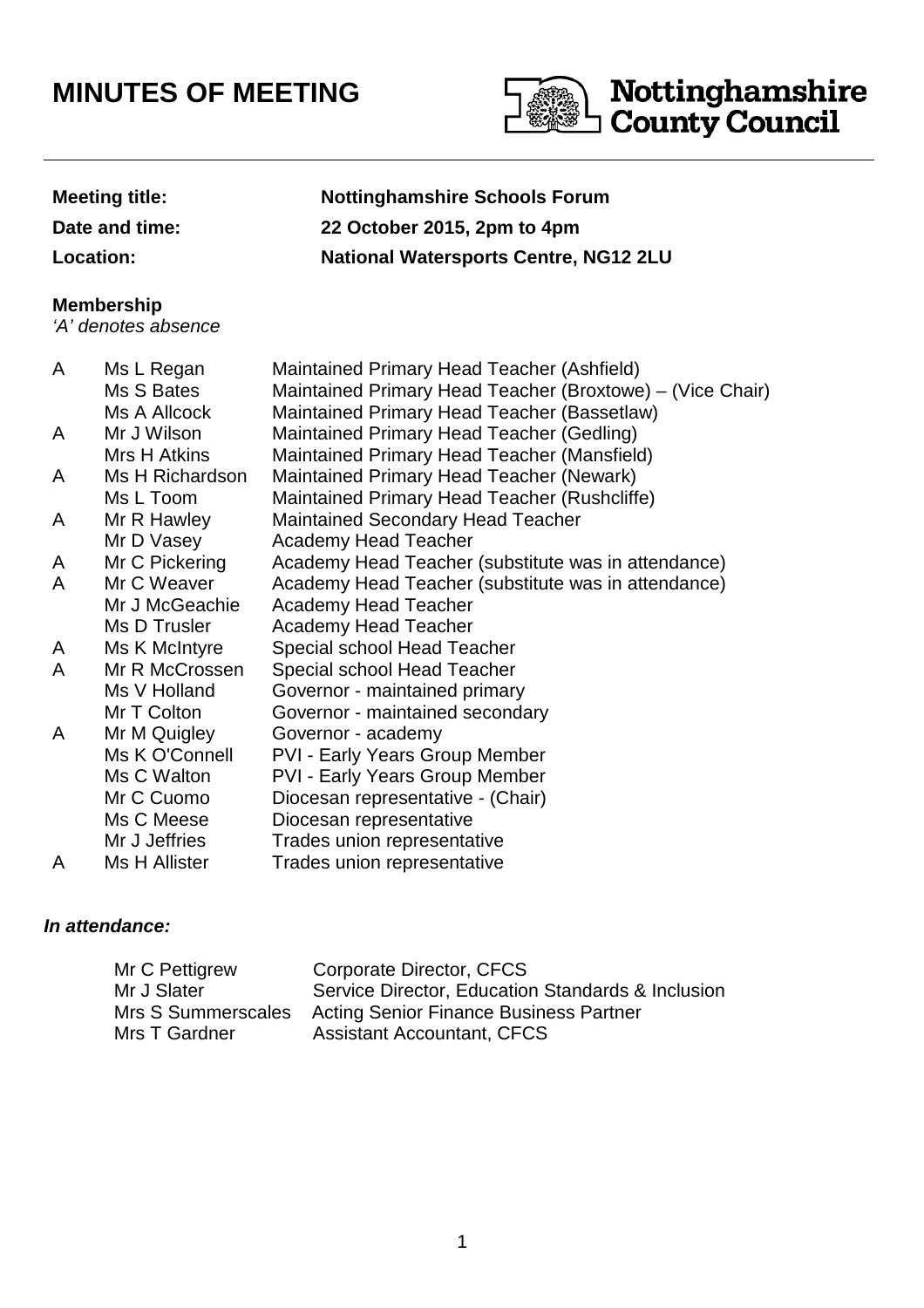# MINUTES OF MEETING

Nottinghamshire County Council

**Meeting title:** **Nottinghamshire Schools Forum**

**Date and time:** **22 October 2015, 2pm to 4pm**

**Location:** **National Watersports Centre, NG12 2LU**

**Membership**

*'A' denotes absence*

| | | |
|---|---|---|
| A | Ms L Regan | Maintained Primary Head Teacher (Ashfield) |
| | Ms S Bates | Maintained Primary Head Teacher (Broxtowe) – (Vice Chair) |
| | Ms A Allcock | Maintained Primary Head Teacher (Bassetlaw) |
| A | Mr J Wilson | Maintained Primary Head Teacher (Gedling) |
| | Mrs H Atkins | Maintained Primary Head Teacher (Mansfield) |
| A | Ms H Richardson | Maintained Primary Head Teacher (Newark) |
| | Ms L Toom | Maintained Primary Head Teacher (Rushcliffe) |
| A | Mr R Hawley | Maintained Secondary Head Teacher |
| | Mr D Vasey | Academy Head Teacher |
| A | Mr C Pickering | Academy Head Teacher (substitute was in attendance) |
| A | Mr C Weaver | Academy Head Teacher (substitute was in attendance) |
| | Mr J McGeachie | Academy Head Teacher |
| | Ms D Trusler | Academy Head Teacher |
| A | Ms K McIntyre | Special school Head Teacher |
| A | Mr R McCrossen | Special school Head Teacher |
| | Ms V Holland | Governor - maintained primary |
| | Mr T Colton | Governor - maintained secondary |
| A | Mr M Quigley | Governor - academy |
| | Ms K O'Connell | PVI - Early Years Group Member |
| | Ms C Walton | PVI - Early Years Group Member |
| | Mr C Cuomo | Diocesan representative - (Chair) |
| | Ms C Meese | Diocesan representative |
| | Mr J Jeffries | Trades union representative |
| A | Ms H Allister | Trades union representative |

***In attendance:***

| | |
|---|---|
| Mr C Pettigrew | Corporate Director, CFCS |
| Mr J Slater | Service Director, Education Standards & Inclusion |
| Mrs S Summerscales | Acting Senior Finance Business Partner |
| Mrs T Gardner | Assistant Accountant, CFCS |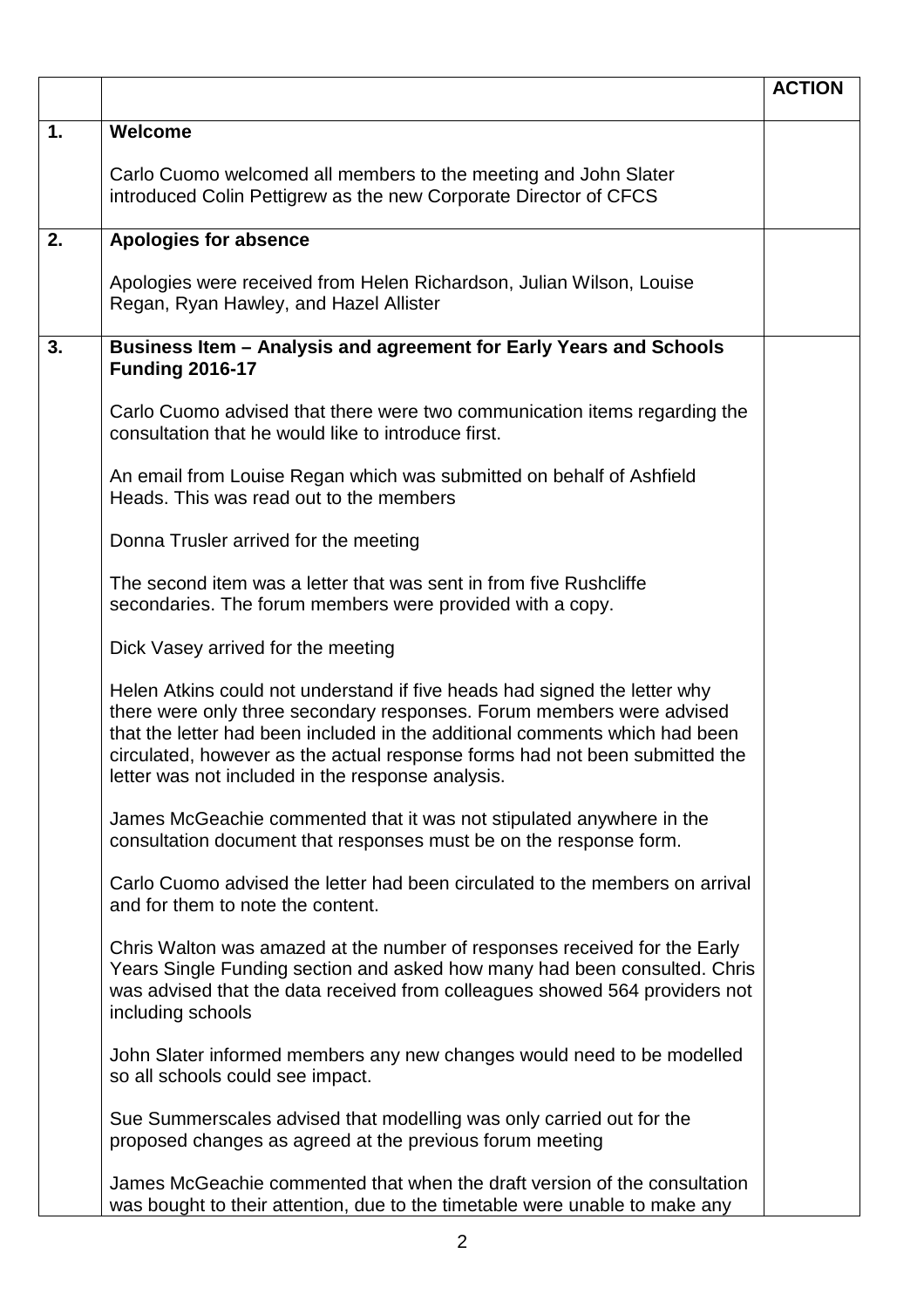| | | ACTION |
|---|---|---|
| **1.** | **Welcome**<br><br>Carlo Cuomo welcomed all members to the meeting and John Slater introduced Colin Pettigrew as the new Corporate Director of CFCS | |
| **2.** | **Apologies for absence**<br><br>Apologies were received from Helen Richardson, Julian Wilson, Louise Regan, Ryan Hawley, and Hazel Allister | |
| **3.** | **Business Item – Analysis and agreement for Early Years and Schools Funding 2016-17**<br><br>Carlo Cuomo advised that there were two communication items regarding the consultation that he would like to introduce first.<br><br>An email from Louise Regan which was submitted on behalf of Ashfield Heads. This was read out to the members<br><br>Donna Trusler arrived for the meeting<br><br>The second item was a letter that was sent in from five Rushcliffe secondaries. The forum members were provided with a copy.<br><br>Dick Vasey arrived for the meeting<br><br>Helen Atkins could not understand if five heads had signed the letter why there were only three secondary responses. Forum members were advised that the letter had been included in the additional comments which had been circulated, however as the actual response forms had not been submitted the letter was not included in the response analysis.<br><br>James McGeachie commented that it was not stipulated anywhere in the consultation document that responses must be on the response form.<br><br>Carlo Cuomo advised the letter had been circulated to the members on arrival and for them to note the content.<br><br>Chris Walton was amazed at the number of responses received for the Early Years Single Funding section and asked how many had been consulted. Chris was advised that the data received from colleagues showed 564 providers not including schools<br><br>John Slater informed members any new changes would need to be modelled so all schools could see impact.<br><br>Sue Summerscales advised that modelling was only carried out for the proposed changes as agreed at the previous forum meeting<br><br>James McGeachie commented that when the draft version of the consultation was bought to their attention, due to the timetable were unable to make any | |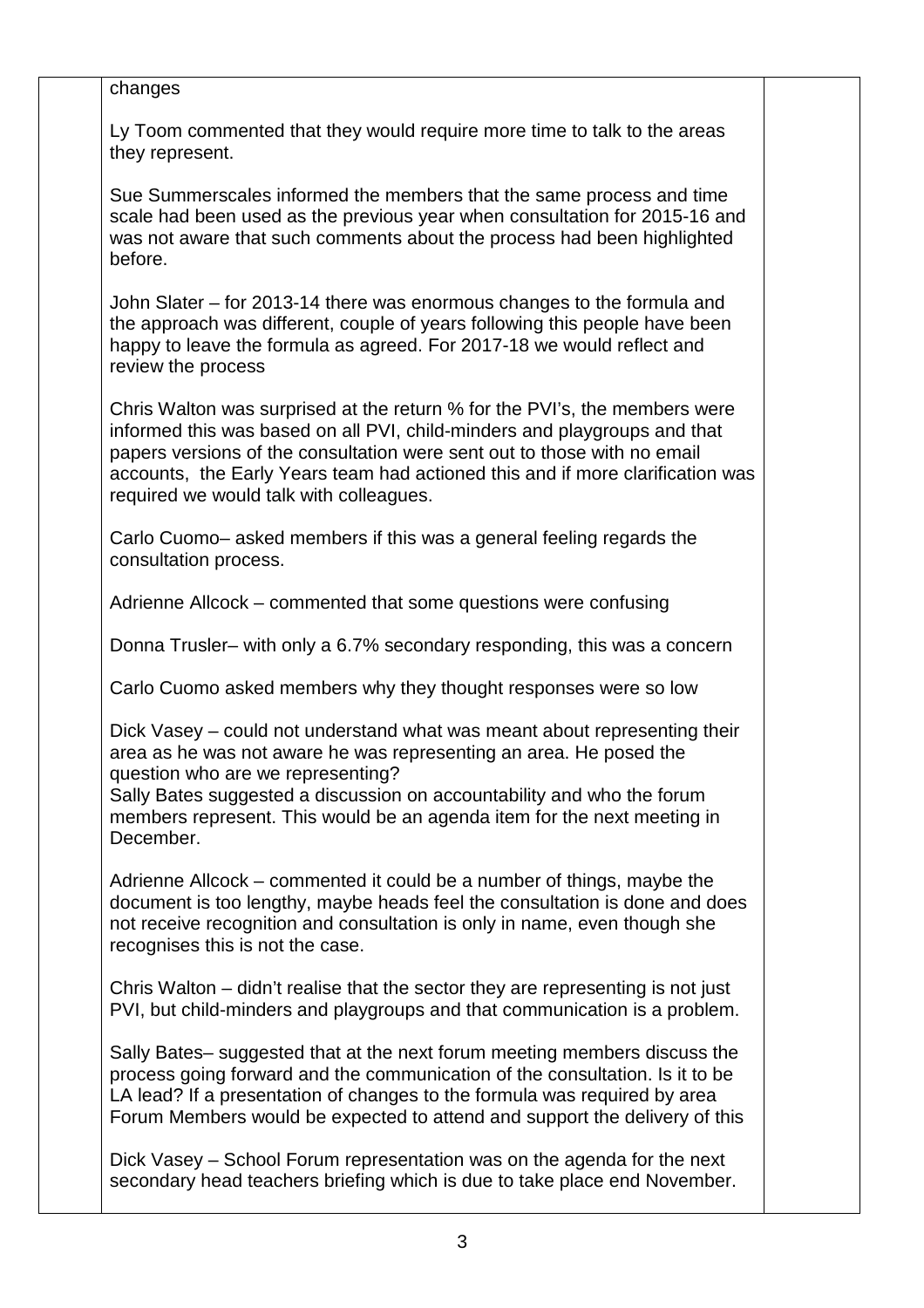changes

Ly Toom commented that they would require more time to talk to the areas they represent.

Sue Summerscales informed the members that the same process and time scale had been used as the previous year when consultation for 2015-16 and was not aware that such comments about the process had been highlighted before.

John Slater – for 2013-14 there was enormous changes to the formula and the approach was different, couple of years following this people have been happy to leave the formula as agreed. For 2017-18 we would reflect and review the process

Chris Walton was surprised at the return % for the PVI's, the members were informed this was based on all PVI, child-minders and playgroups and that papers versions of the consultation were sent out to those with no email accounts, the Early Years team had actioned this and if more clarification was required we would talk with colleagues.

Carlo Cuomo– asked members if this was a general feeling regards the consultation process.

Adrienne Allcock – commented that some questions were confusing

Donna Trusler– with only a 6.7% secondary responding, this was a concern

Carlo Cuomo asked members why they thought responses were so low

Dick Vasey – could not understand what was meant about representing their area as he was not aware he was representing an area. He posed the question who are we representing?
Sally Bates suggested a discussion on accountability and who the forum members represent. This would be an agenda item for the next meeting in December.

Adrienne Allcock – commented it could be a number of things, maybe the document is too lengthy, maybe heads feel the consultation is done and does not receive recognition and consultation is only in name, even though she recognises this is not the case.

Chris Walton – didn't realise that the sector they are representing is not just PVI, but child-minders and playgroups and that communication is a problem.

Sally Bates– suggested that at the next forum meeting members discuss the process going forward and the communication of the consultation. Is it to be LA lead? If a presentation of changes to the formula was required by area Forum Members would be expected to attend and support the delivery of this

Dick Vasey – School Forum representation was on the agenda for the next secondary head teachers briefing which is due to take place end November.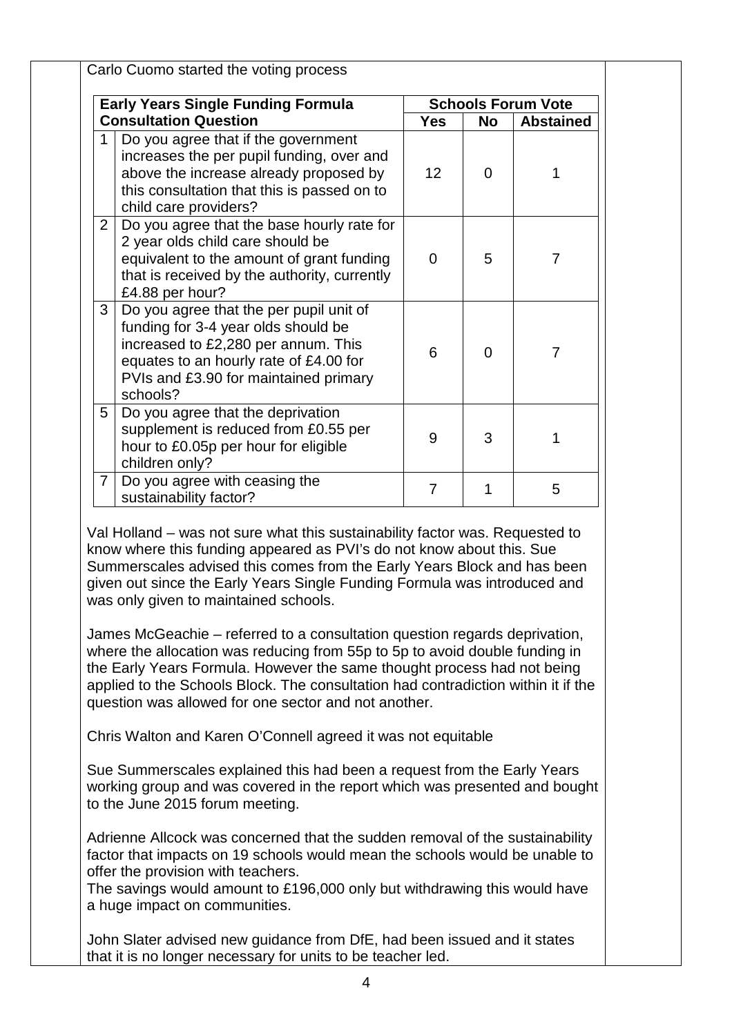Carlo Cuomo started the voting process

| | Early Years Single Funding Formula Consultation Question | Schools Forum Vote | | |
|---|---|---|---|---|
| | | Yes | No | Abstained |
| 1 | Do you agree that if the government increases the per pupil funding, over and above the increase already proposed by this consultation that this is passed on to child care providers? | 12 | 0 | 1 |
| 2 | Do you agree that the base hourly rate for 2 year olds child care should be equivalent to the amount of grant funding that is received by the authority, currently £4.88 per hour? | 0 | 5 | 7 |
| 3 | Do you agree that the per pupil unit of funding for 3-4 year olds should be increased to £2,280 per annum. This equates to an hourly rate of £4.00 for PVIs and £3.90 for maintained primary schools? | 6 | 0 | 7 |
| 5 | Do you agree that the deprivation supplement is reduced from £0.55 per hour to £0.05p per hour for eligible children only? | 9 | 3 | 1 |
| 7 | Do you agree with ceasing the sustainability factor? | 7 | 1 | 5 |

Val Holland – was not sure what this sustainability factor was. Requested to know where this funding appeared as PVI's do not know about this. Sue Summerscales advised this comes from the Early Years Block and has been given out since the Early Years Single Funding Formula was introduced and was only given to maintained schools.

James McGeachie – referred to a consultation question regards deprivation, where the allocation was reducing from 55p to 5p to avoid double funding in the Early Years Formula. However the same thought process had not being applied to the Schools Block. The consultation had contradiction within it if the question was allowed for one sector and not another.

Chris Walton and Karen O'Connell agreed it was not equitable

Sue Summerscales explained this had been a request from the Early Years working group and was covered in the report which was presented and bought to the June 2015 forum meeting.

Adrienne Allcock was concerned that the sudden removal of the sustainability factor that impacts on 19 schools would mean the schools would be unable to offer the provision with teachers.
The savings would amount to £196,000 only but withdrawing this would have a huge impact on communities.

John Slater advised new guidance from DfE, had been issued and it states that it is no longer necessary for units to be teacher led.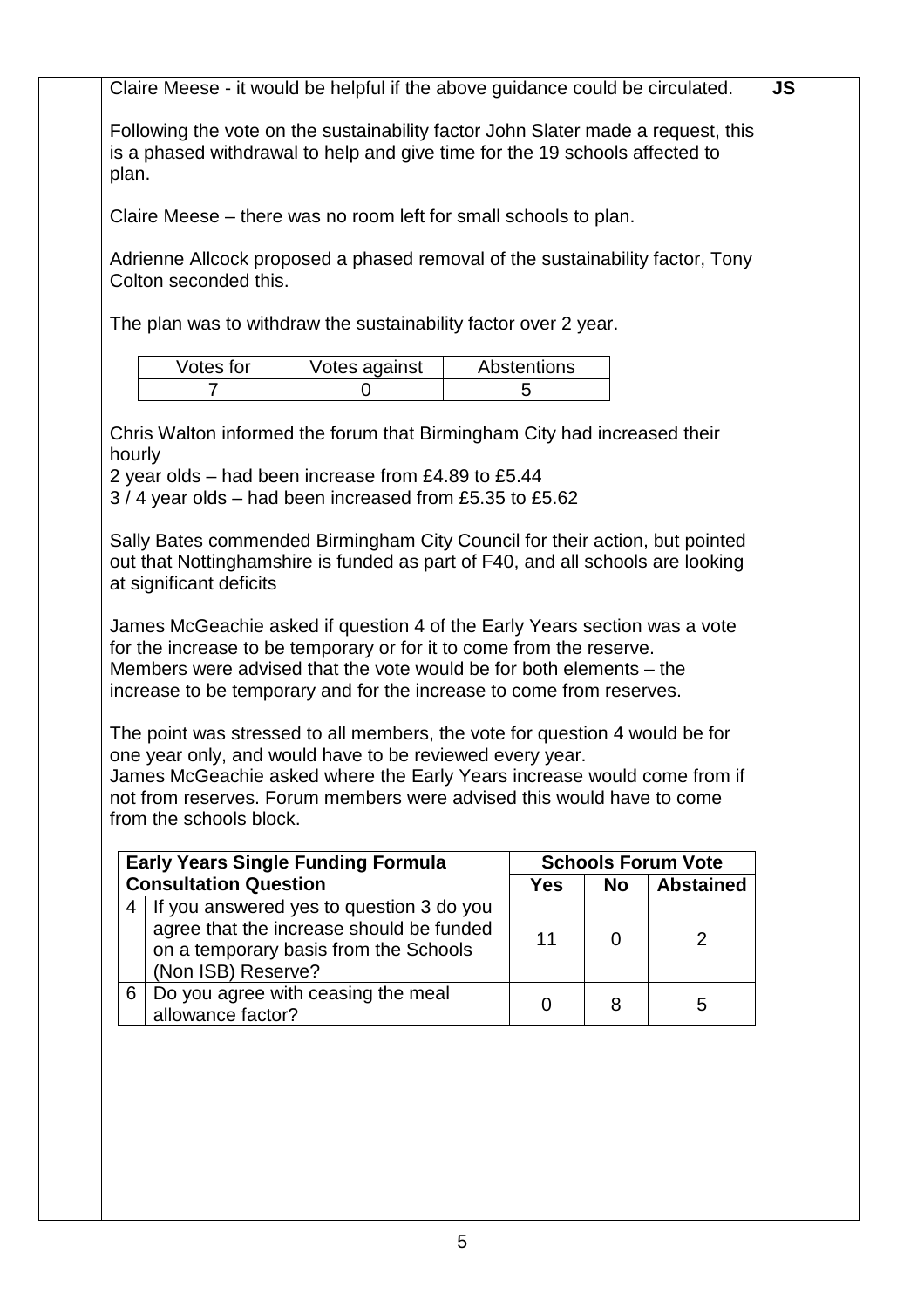Claire Meese - it would be helpful if the above guidance could be circulated. **JS**

Following the vote on the sustainability factor John Slater made a request, this is a phased withdrawal to help and give time for the 19 schools affected to plan.

Claire Meese – there was no room left for small schools to plan.

Adrienne Allcock proposed a phased removal of the sustainability factor, Tony Colton seconded this.

The plan was to withdraw the sustainability factor over 2 year.

| Votes for | Votes against | Abstentions |
|---|---|---|
| 7 | 0 | 5 |

Chris Walton informed the forum that Birmingham City had increased their hourly
2 year olds – had been increase from £4.89 to £5.44
3 / 4 year olds – had been increased from £5.35 to £5.62

Sally Bates commended Birmingham City Council for their action, but pointed out that Nottinghamshire is funded as part of F40, and all schools are looking at significant deficits

James McGeachie asked if question 4 of the Early Years section was a vote for the increase to be temporary or for it to come from the reserve. Members were advised that the vote would be for both elements – the increase to be temporary and for the increase to come from reserves.

The point was stressed to all members, the vote for question 4 would be for one year only, and would have to be reviewed every year.
James McGeachie asked where the Early Years increase would come from if not from reserves. Forum members were advised this would have to come from the schools block.

| | **Early Years Single Funding Formula Consultation Question** | **Schools Forum Vote** | | |
|---|---|---|---|---|
| | | **Yes** | **No** | **Abstained** |
| 4 | If you answered yes to question 3 do you agree that the increase should be funded on a temporary basis from the Schools (Non ISB) Reserve? | 11 | 0 | 2 |
| 6 | Do you agree with ceasing the meal allowance factor? | 0 | 8 | 5 |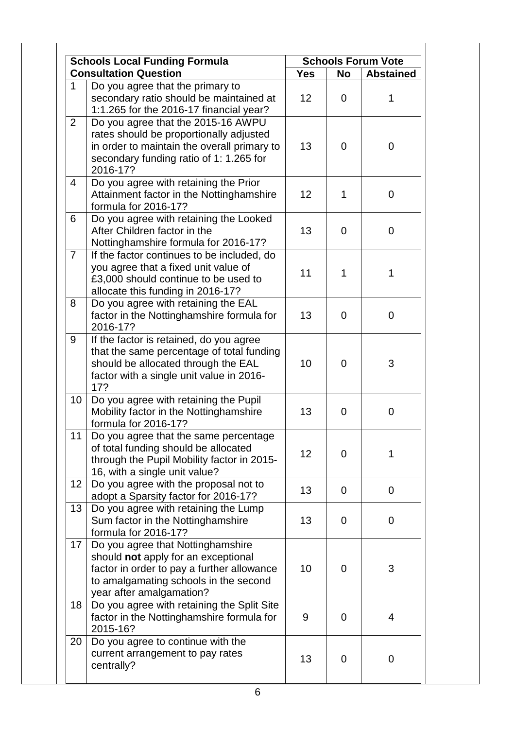| Schools Local Funding Formula Consultation Question | | Schools Forum Vote | | |
|---|---|---|---|---|
| | | Yes | No | Abstained |
| 1 | Do you agree that the primary to secondary ratio should be maintained at 1:1.265 for the 2016-17 financial year? | 12 | 0 | 1 |
| 2 | Do you agree that the 2015-16 AWPU rates should be proportionally adjusted in order to maintain the overall primary to secondary funding ratio of 1: 1.265 for 2016-17? | 13 | 0 | 0 |
| 4 | Do you agree with retaining the Prior Attainment factor in the Nottinghamshire formula for 2016-17? | 12 | 1 | 0 |
| 6 | Do you agree with retaining the Looked After Children factor in the Nottinghamshire formula for 2016-17? | 13 | 0 | 0 |
| 7 | If the factor continues to be included, do you agree that a fixed unit value of £3,000 should continue to be used to allocate this funding in 2016-17? | 11 | 1 | 1 |
| 8 | Do you agree with retaining the EAL factor in the Nottinghamshire formula for 2016-17? | 13 | 0 | 0 |
| 9 | If the factor is retained, do you agree that the same percentage of total funding should be allocated through the EAL factor with a single unit value in 2016-17? | 10 | 0 | 3 |
| 10 | Do you agree with retaining the Pupil Mobility factor in the Nottinghamshire formula for 2016-17? | 13 | 0 | 0 |
| 11 | Do you agree that the same percentage of total funding should be allocated through the Pupil Mobility factor in 2015-16, with a single unit value? | 12 | 0 | 1 |
| 12 | Do you agree with the proposal not to adopt a Sparsity factor for 2016-17? | 13 | 0 | 0 |
| 13 | Do you agree with retaining the Lump Sum factor in the Nottinghamshire formula for 2016-17? | 13 | 0 | 0 |
| 17 | Do you agree that Nottinghamshire should **not** apply for an exceptional factor in order to pay a further allowance to amalgamating schools in the second year after amalgamation? | 10 | 0 | 3 |
| 18 | Do you agree with retaining the Split Site factor in the Nottinghamshire formula for 2015-16? | 9 | 0 | 4 |
| 20 | Do you agree to continue with the current arrangement to pay rates centrally? | 13 | 0 | 0 |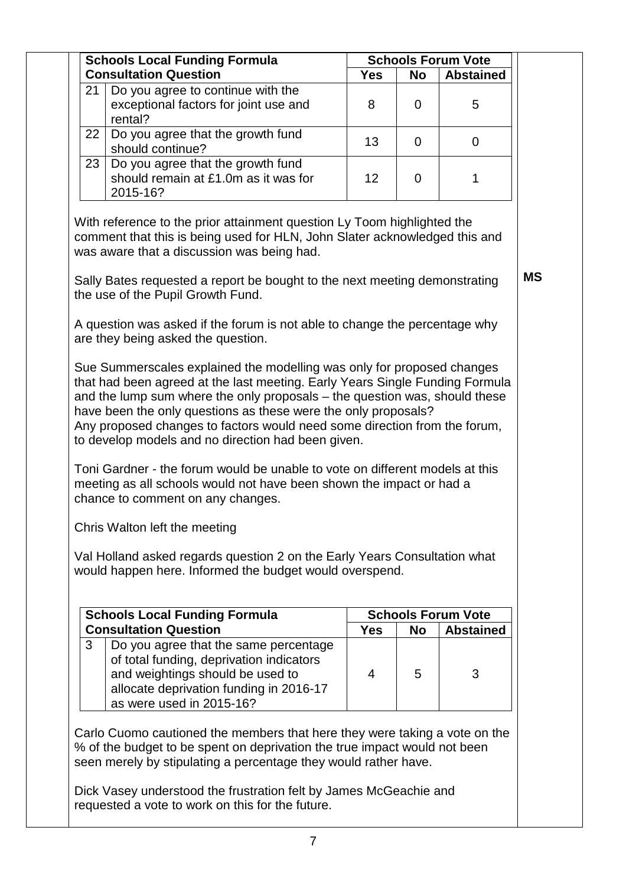| Schools Local Funding Formula Consultation Question | | Schools Forum Vote | | |
|---|---|---|---|---|
| | | Yes | No | Abstained |
| 21 | Do you agree to continue with the exceptional factors for joint use and rental? | 8 | 0 | 5 |
| 22 | Do you agree that the growth fund should continue? | 13 | 0 | 0 |
| 23 | Do you agree that the growth fund should remain at £1.0m as it was for 2015-16? | 12 | 0 | 1 |

With reference to the prior attainment question Ly Toom highlighted the comment that this is being used for HLN, John Slater acknowledged this and was aware that a discussion was being had.

Sally Bates requested a report be bought to the next meeting demonstrating the use of the Pupil Growth Fund. **MS**

A question was asked if the forum is not able to change the percentage why are they being asked the question.

Sue Summerscales explained the modelling was only for proposed changes that had been agreed at the last meeting. Early Years Single Funding Formula and the lump sum where the only proposals – the question was, should these have been the only questions as these were the only proposals?
Any proposed changes to factors would need some direction from the forum, to develop models and no direction had been given.

Toni Gardner - the forum would be unable to vote on different models at this meeting as all schools would not have been shown the impact or had a chance to comment on any changes.

Chris Walton left the meeting

Val Holland asked regards question 2 on the Early Years Consultation what would happen here. Informed the budget would overspend.

| Schools Local Funding Formula Consultation Question | | Schools Forum Vote | | |
|---|---|---|---|---|
| | | Yes | No | Abstained |
| 3 | Do you agree that the same percentage of total funding, deprivation indicators and weightings should be used to allocate deprivation funding in 2016-17 as were used in 2015-16? | 4 | 5 | 3 |

Carlo Cuomo cautioned the members that here they were taking a vote on the % of the budget to be spent on deprivation the true impact would not been seen merely by stipulating a percentage they would rather have.

Dick Vasey understood the frustration felt by James McGeachie and requested a vote to work on this for the future.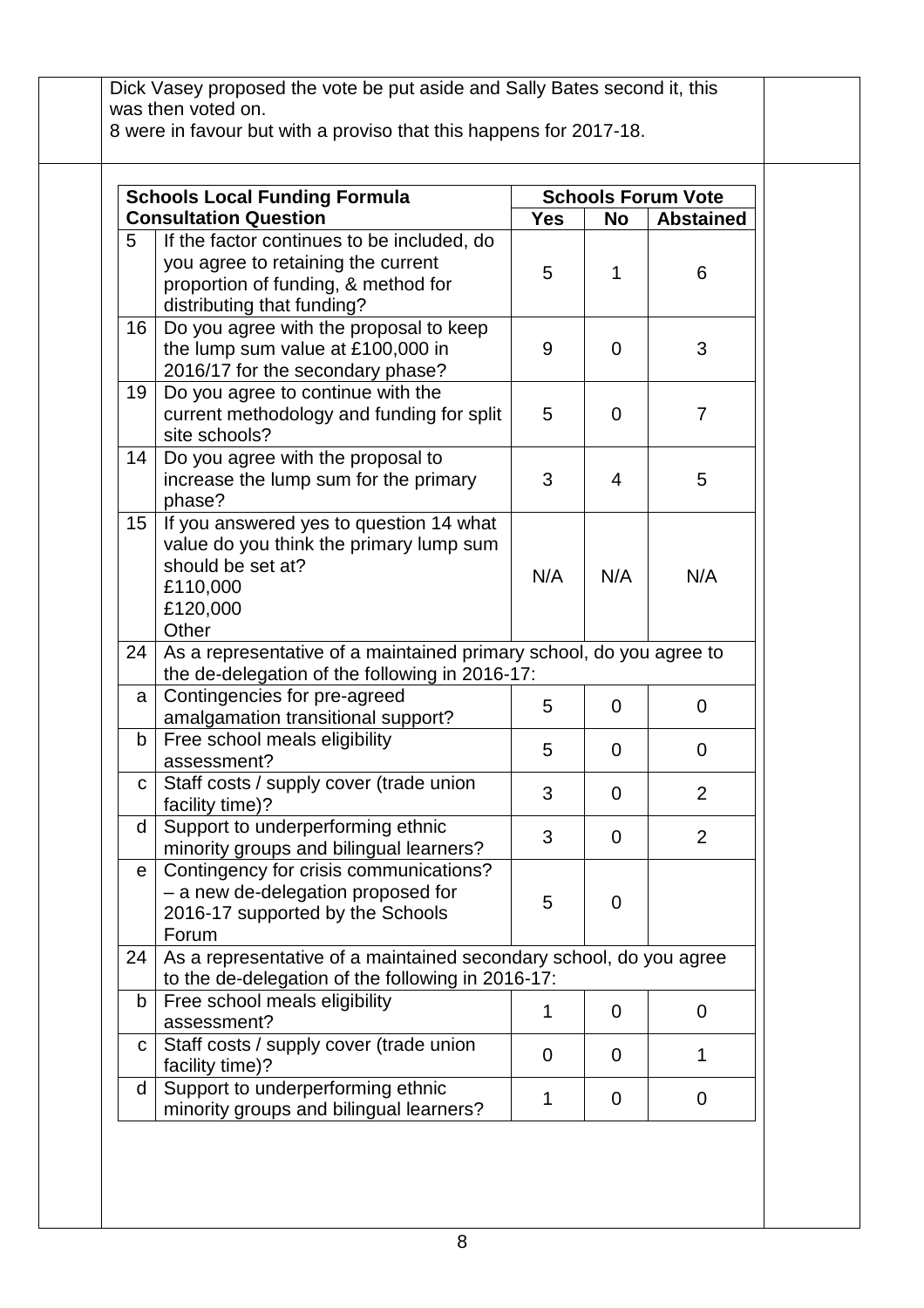Dick Vasey proposed the vote be put aside and Sally Bates second it, this was then voted on.
8 were in favour but with a proviso that this happens for 2017-18.

| | Schools Local Funding Formula Consultation Question | Schools Forum Vote | | |
|---|---|---|---|---|
| | | Yes | No | Abstained |
| 5 | If the factor continues to be included, do you agree to retaining the current proportion of funding, & method for distributing that funding? | 5 | 1 | 6 |
| 16 | Do you agree with the proposal to keep the lump sum value at £100,000 in 2016/17 for the secondary phase? | 9 | 0 | 3 |
| 19 | Do you agree to continue with the current methodology and funding for split site schools? | 5 | 0 | 7 |
| 14 | Do you agree with the proposal to increase the lump sum for the primary phase? | 3 | 4 | 5 |
| 15 | If you answered yes to question 14 what value do you think the primary lump sum should be set at?<br>£110,000<br>£120,000<br>Other | N/A | N/A | N/A |
| 24 | As a representative of a maintained primary school, do you agree to the de-delegation of the following in 2016-17: | | | |
| a | Contingencies for pre-agreed amalgamation transitional support? | 5 | 0 | 0 |
| b | Free school meals eligibility assessment? | 5 | 0 | 0 |
| c | Staff costs / supply cover (trade union facility time)? | 3 | 0 | 2 |
| d | Support to underperforming ethnic minority groups and bilingual learners? | 3 | 0 | 2 |
| e | Contingency for crisis communications? – a new de-delegation proposed for 2016-17 supported by the Schools Forum | 5 | 0 | |
| 24 | As a representative of a maintained secondary school, do you agree to the de-delegation of the following in 2016-17: | | | |
| b | Free school meals eligibility assessment? | 1 | 0 | 0 |
| c | Staff costs / supply cover (trade union facility time)? | 0 | 0 | 1 |
| d | Support to underperforming ethnic minority groups and bilingual learners? | 1 | 0 | 0 |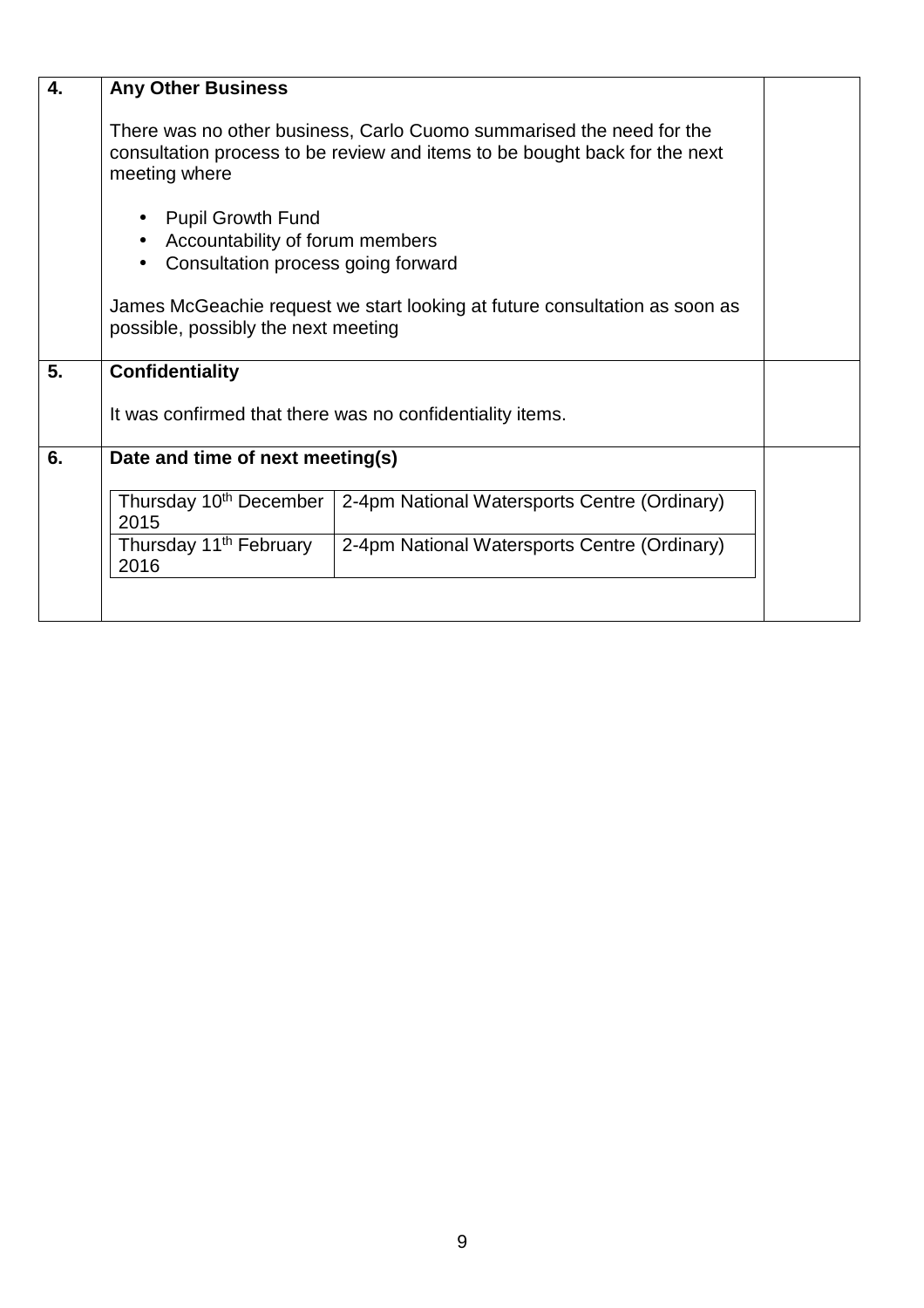| | | |
|---|---|---|
| **4.** | **Any Other Business**<br><br>There was no other business, Carlo Cuomo summarised the need for the consultation process to be review and items to be bought back for the next meeting where<br><br>• Pupil Growth Fund<br>• Accountability of forum members<br>• Consultation process going forward<br><br>James McGeachie request we start looking at future consultation as soon as possible, possibly the next meeting | |
| **5.** | **Confidentiality**<br><br>It was confirmed that there was no confidentiality items. | |
| **6.** | **Date and time of next meeting(s)**<br><br>Thursday 10th December 2015 — 2-4pm National Watersports Centre (Ordinary)<br>Thursday 11th February 2016 — 2-4pm National Watersports Centre (Ordinary) | |